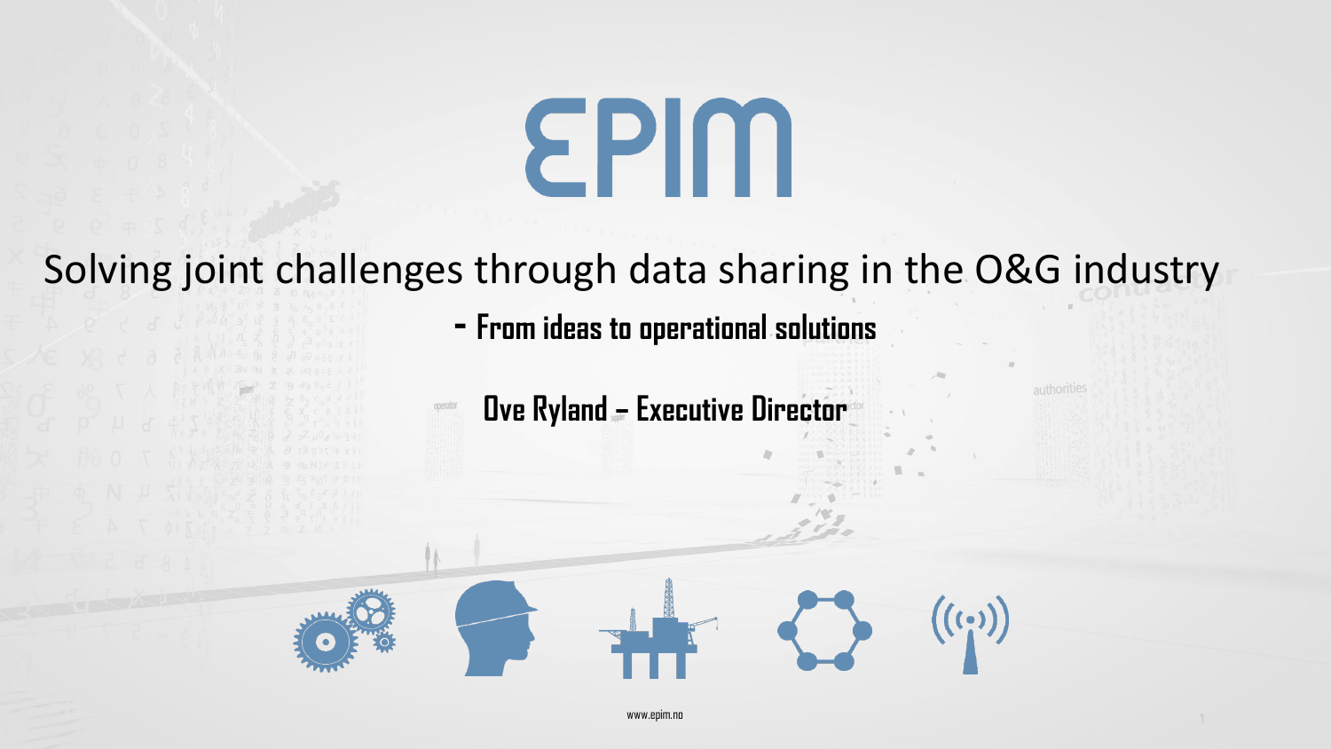# EPIM

## Solving joint challenges through data sharing in the O&G industry

**- From ideas to operational solutions**

**Ove Ryland – Executive Director**

www.epim.no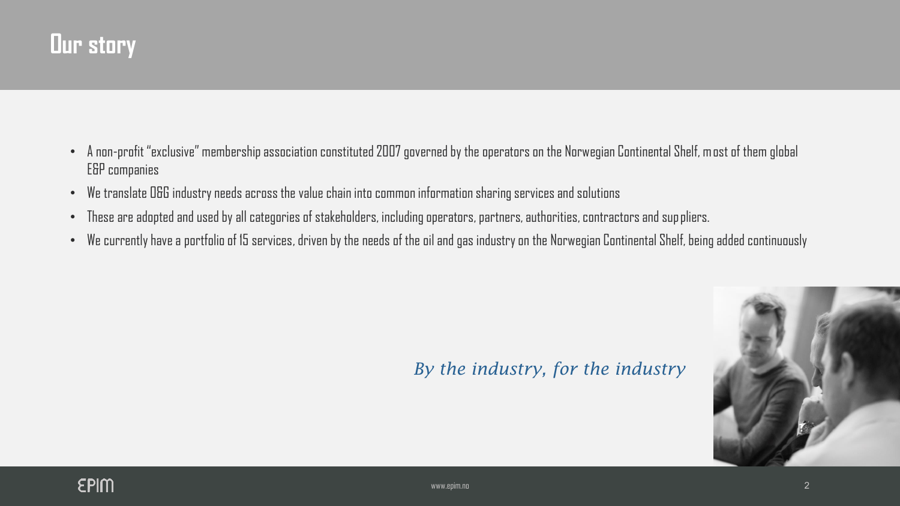# Our story

- A non-profit "exclusive" membership association constituted 2007 governed by the operators on the Norwegian Continental Shelf, most of them global E&P companies
- We translate O&G industry needs across the value chain into common information sharing services and solutions
- These are adopted and used by all categories of stakeholders, including operators, partners, authorities, contractors and suppliers.
- We currently have a portfolio of 15 services, driven by the needs of the oil and gas industry on the Norwegian Continental Shelf, being added continuously

*By the industry, for the industry*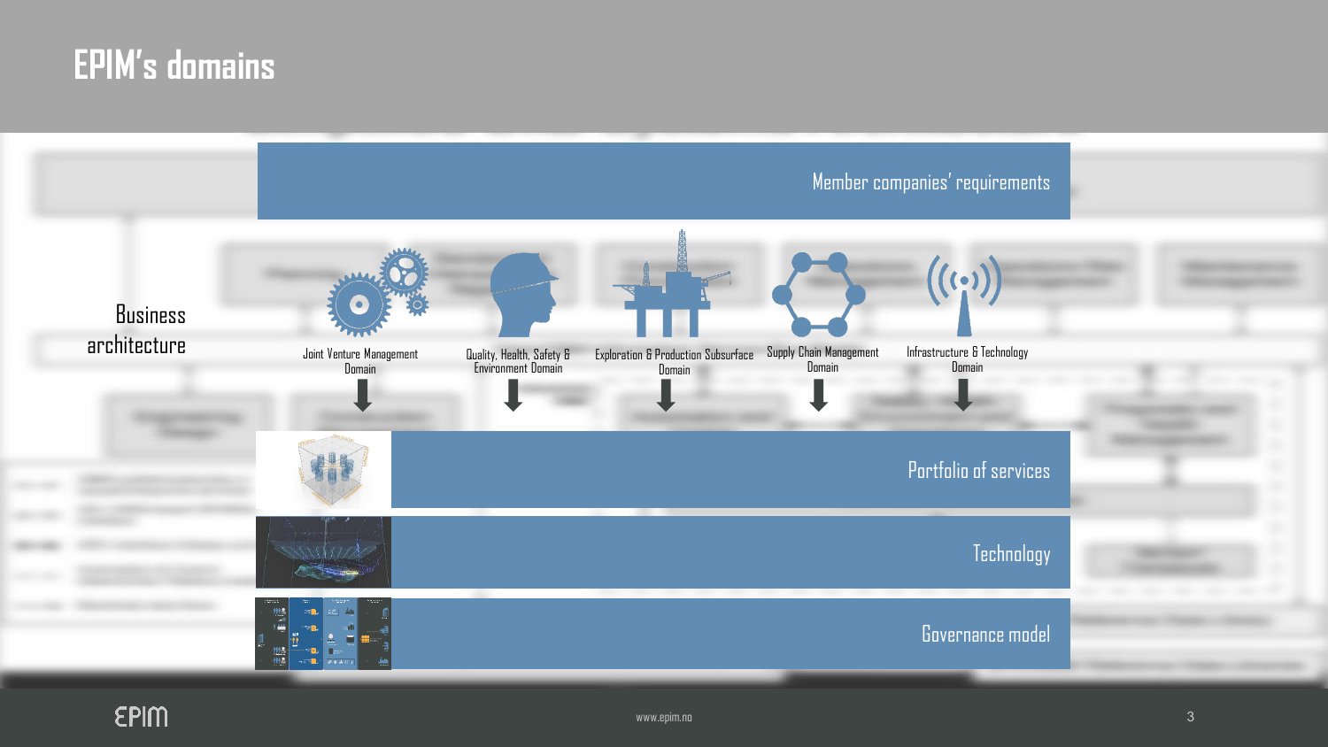# EPIM's domains

Member companies' requirements

Business architecture

- Joint Venture Management Domain
- Quality, Health, Safety & Environment Domain
- Exploration & Production Subsurface Domain
- Supply Chain Management Domain
- Infrastructure & Technology Domain

Portfolio of services

Technology

Governance model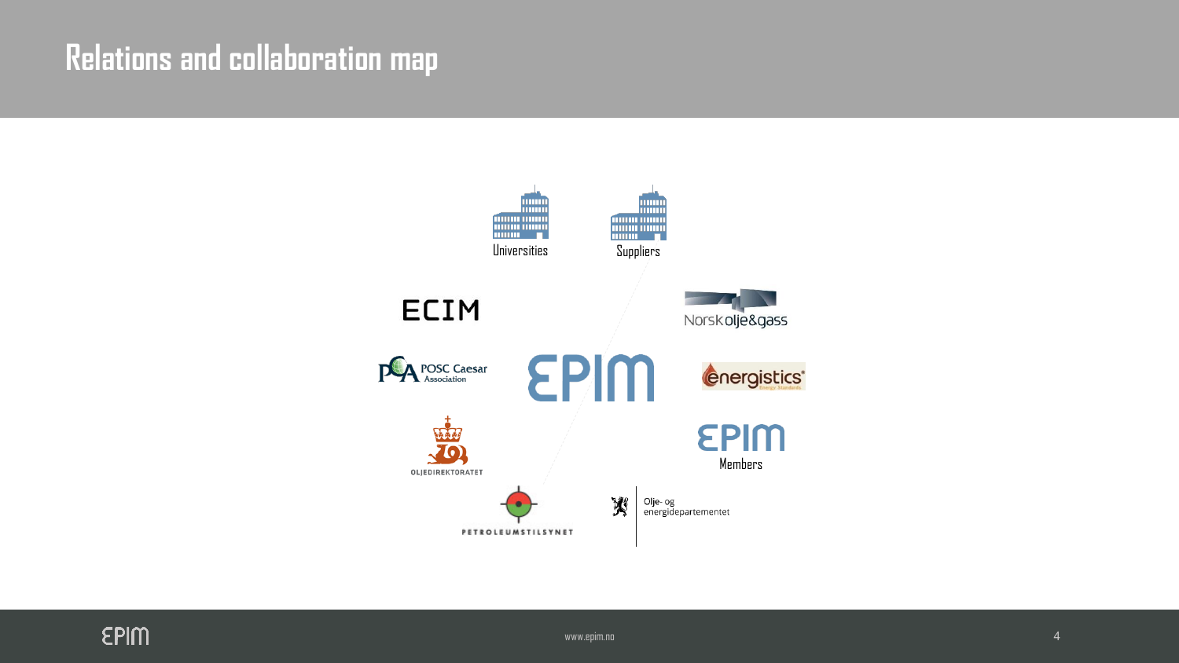# Relations and collaboration map

Universities

Suppliers

ECIM

Norsk olje&gass

POSC Caesar Association

EPIM

energistics

EPIM Members

OLJEDIREKTORATET

PETROLEUMSTILSYNET

Olje- og energidepartementet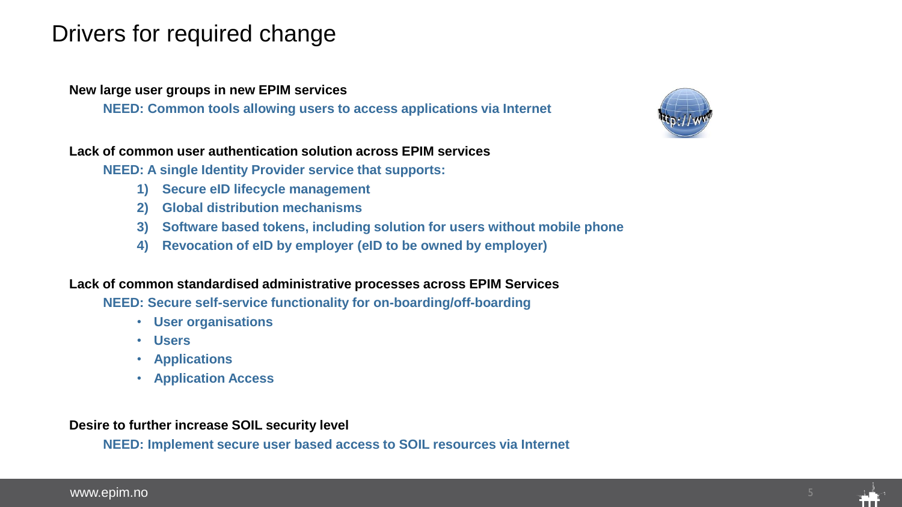# Drivers for required change

**New large user groups in new EPIM services**

**NEED: Common tools allowing users to access applications via Internet**

**Lack of common user authentication solution across EPIM services**

**NEED: A single Identity Provider service that supports:**

1) **Secure eID lifecycle management**
2) **Global distribution mechanisms**
3) **Software based tokens, including solution for users without mobile phone**
4) **Revocation of eID by employer (eID to be owned by employer)**

**Lack of common standardised administrative processes across EPIM Services**

**NEED: Secure self-service functionality for on-boarding/off-boarding**

- **User organisations**
- **Users**
- **Applications**
- **Application Access**

**Desire to further increase SOIL security level**

**NEED: Implement secure user based access to SOIL resources via Internet**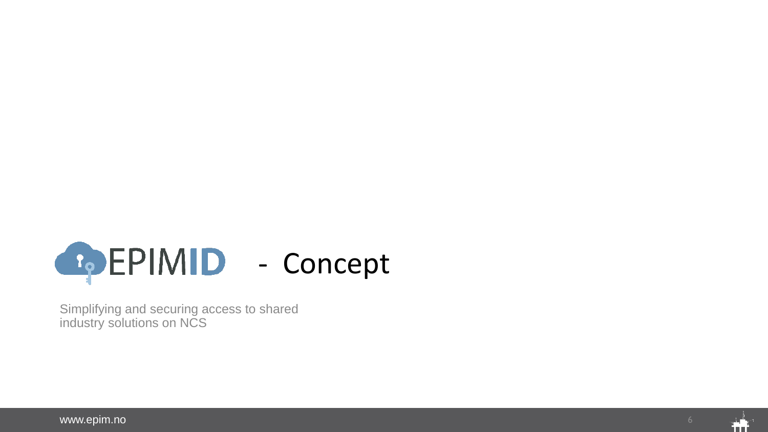# EPIMID - Concept

Simplifying and securing access to shared industry solutions on NCS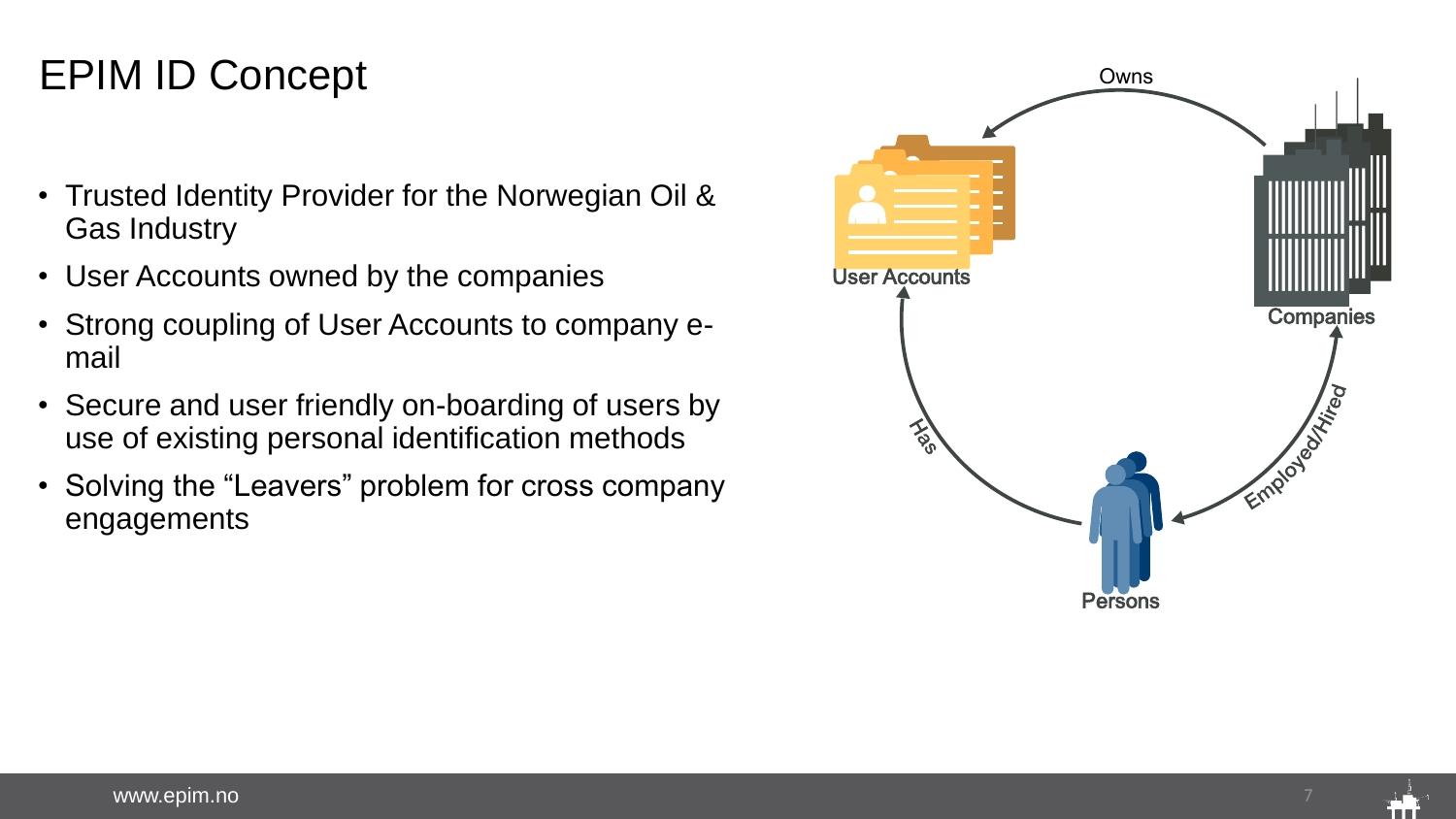# EPIM ID Concept

- Trusted Identity Provider for the Norwegian Oil & Gas Industry
- User Accounts owned by the companies
- Strong coupling of User Accounts to company e-mail
- Secure and user friendly on-boarding of users by use of existing personal identification methods
- Solving the "Leavers" problem for cross company engagements

Owns

User Accounts

Companies

Has

Employed/Hired

Persons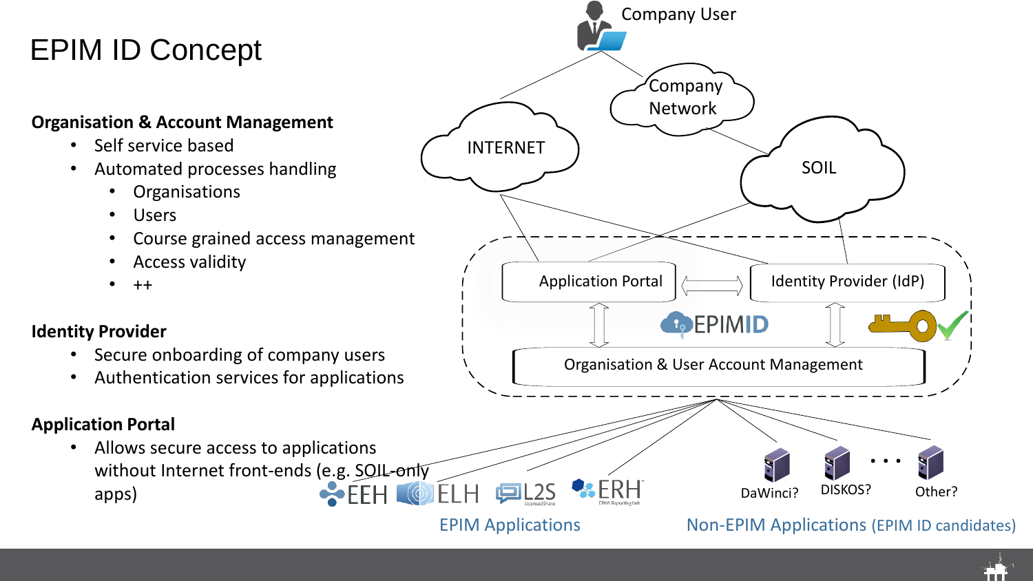# EPIM ID Concept

**Organisation & Account Management**

- Self service based
- Automated processes handling
  - Organisations
  - Users
  - Course grained access management
  - Access validity
  - ++

**Identity Provider**

- Secure onboarding of company users
- Authentication services for applications

**Application Portal**

- Allows secure access to applications without Internet front-ends (e.g. SOIL-only apps)

Company User

Company Network

INTERNET

SOIL

Application Portal

Identity Provider (IdP)

EPIMID

Organisation & User Account Management

EEH ELH L2S ERH

EPIM Applications

DaWinci? DISKOS? . . . Other?

Non-EPIM Applications (EPIM ID candidates)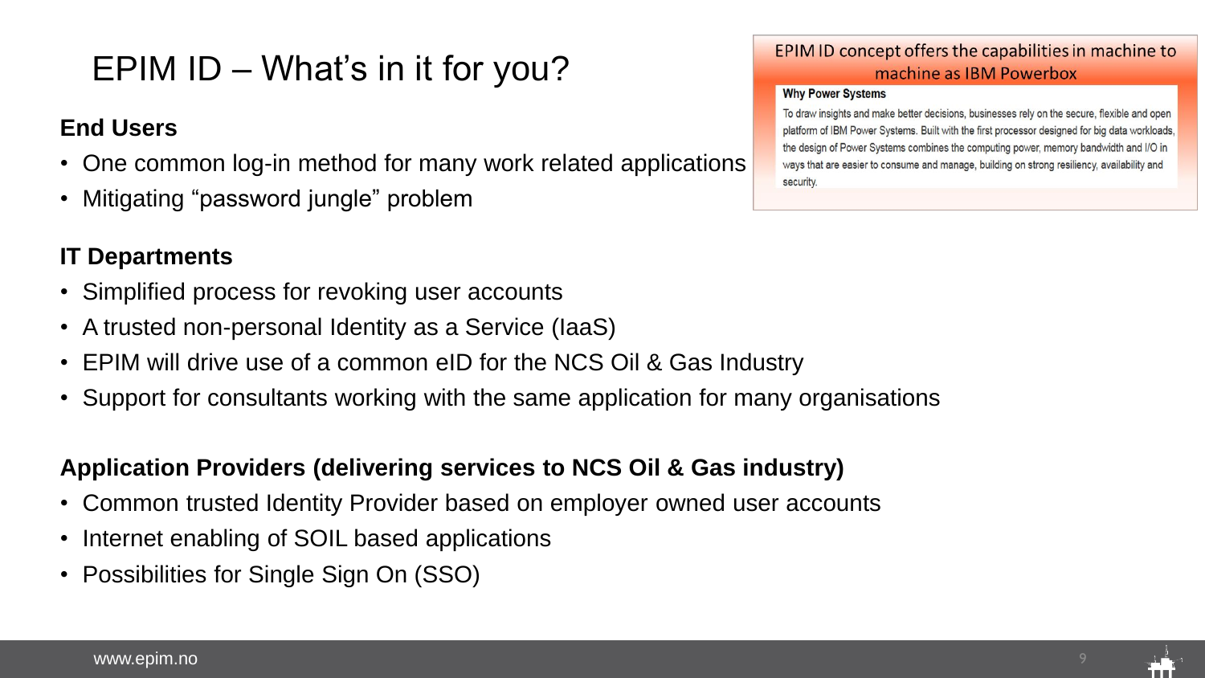# EPIM ID – What's in it for you?

EPIM ID concept offers the capabilities in machine to machine as IBM Powerbox

**Why Power Systems**

To draw insights and make better decisions, businesses rely on the secure, flexible and open platform of IBM Power Systems. Built with the first processor designed for big data workloads, the design of Power Systems combines the computing power, memory bandwidth and I/O in ways that are easier to consume and manage, building on strong resiliency, availability and security.

### End Users

- One common log-in method for many work related applications
- Mitigating "password jungle" problem

### IT Departments

- Simplified process for revoking user accounts
- A trusted non-personal Identity as a Service (IaaS)
- EPIM will drive use of a common eID for the NCS Oil & Gas Industry
- Support for consultants working with the same application for many organisations

### Application Providers (delivering services to NCS Oil & Gas industry)

- Common trusted Identity Provider based on employer owned user accounts
- Internet enabling of SOIL based applications
- Possibilities for Single Sign On (SSO)

www.epim.no